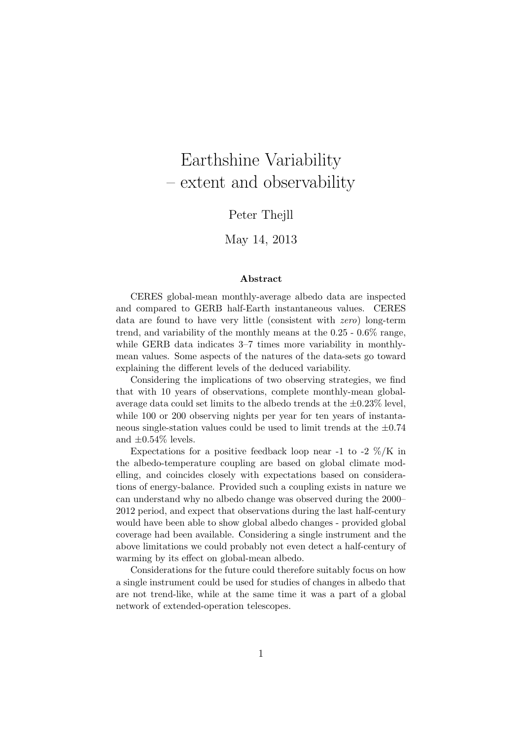# Earthshine Variability
# – extent and observability

Peter Thejll

May 14, 2013

### Abstract

CERES global-mean monthly-average albedo data are inspected and compared to GERB half-Earth instantaneous values. CERES data are found to have very little (consistent with *zero*) long-term trend, and variability of the monthly means at the 0.25 - 0.6% range, while GERB data indicates 3–7 times more variability in monthly-mean values. Some aspects of the natures of the data-sets go toward explaining the different levels of the deduced variability.

Considering the implications of two observing strategies, we find that with 10 years of observations, complete monthly-mean global-average data could set limits to the albedo trends at the $\pm 0.23\%$ level, while 100 or 200 observing nights per year for ten years of instantaneous single-station values could be used to limit trends at the $\pm 0.74$ and $\pm 0.54\%$ levels.

Expectations for a positive feedback loop near -1 to -2 %/K in the albedo-temperature coupling are based on global climate modelling, and coincides closely with expectations based on considerations of energy-balance. Provided such a coupling exists in nature we can understand why no albedo change was observed during the 2000–2012 period, and expect that observations during the last half-century would have been able to show global albedo changes - provided global coverage had been available. Considering a single instrument and the above limitations we could probably not even detect a half-century of warming by its effect on global-mean albedo.

Considerations for the future could therefore suitably focus on how a single instrument could be used for studies of changes in albedo that are not trend-like, while at the same time it was a part of a global network of extended-operation telescopes.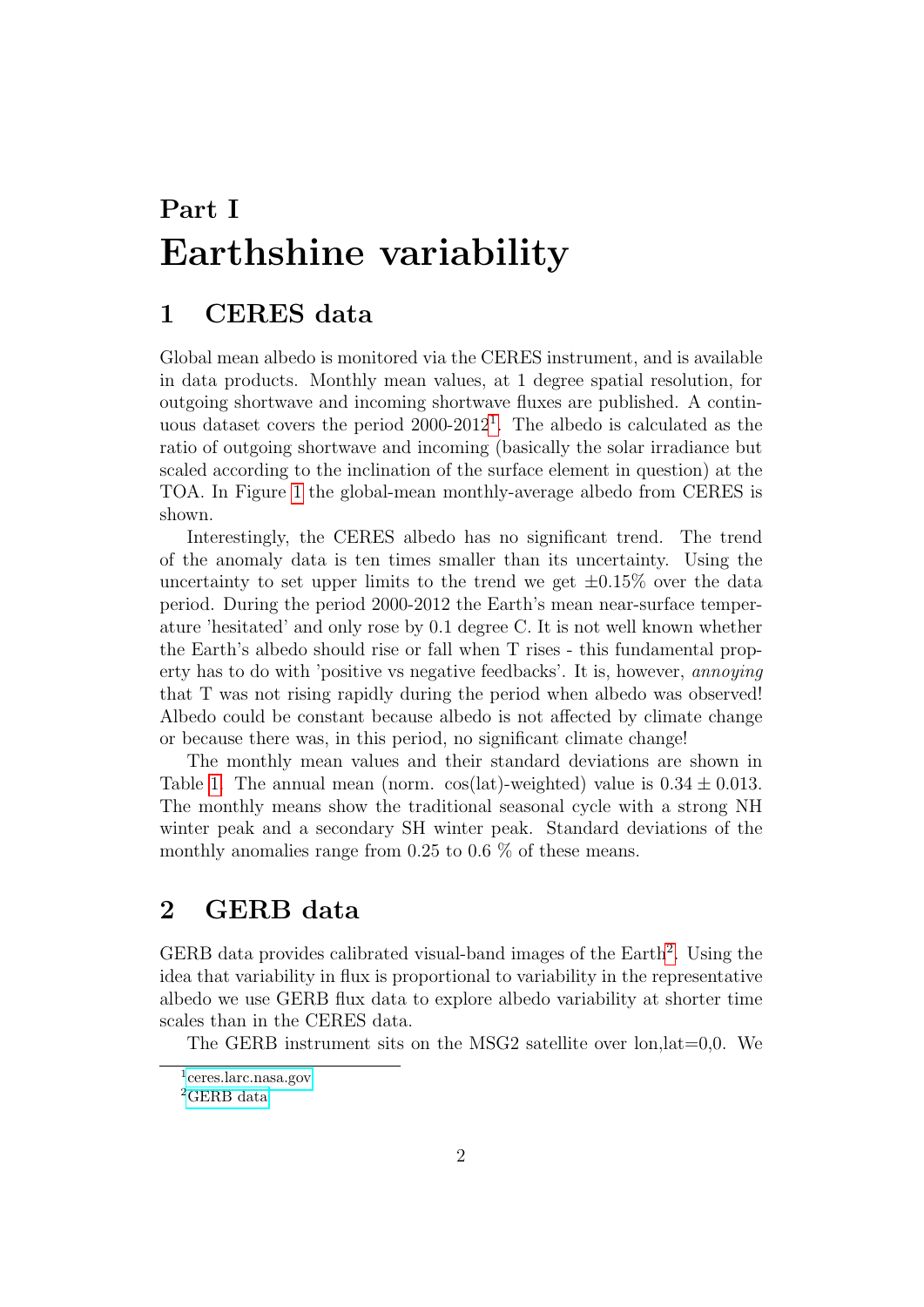# Part I

# Earthshine variability

## 1 CERES data

Global mean albedo is monitored via the CERES instrument, and is available in data products. Monthly mean values, at 1 degree spatial resolution, for outgoing shortwave and incoming shortwave fluxes are published. A continuous dataset covers the period 2000-2012[1]. The albedo is calculated as the ratio of outgoing shortwave and incoming (basically the solar irradiance but scaled according to the inclination of the surface element in question) at the TOA. In Figure 1 the global-mean monthly-average albedo from CERES is shown.

Interestingly, the CERES albedo has no significant trend. The trend of the anomaly data is ten times smaller than its uncertainty. Using the uncertainty to set upper limits to the trend we get $\pm 0.15\%$ over the data period. During the period 2000-2012 the Earth's mean near-surface temperature 'hesitated' and only rose by 0.1 degree C. It is not well known whether the Earth's albedo should rise or fall when T rises - this fundamental property has to do with 'positive vs negative feedbacks'. It is, however, *annoying* that T was not rising rapidly during the period when albedo was observed! Albedo could be constant because albedo is not affected by climate change or because there was, in this period, no significant climate change!

The monthly mean values and their standard deviations are shown in Table 1. The annual mean (norm. cos(lat)-weighted) value is $0.34 \pm 0.013$. The monthly means show the traditional seasonal cycle with a strong NH winter peak and a secondary SH winter peak. Standard deviations of the monthly anomalies range from 0.25 to 0.6 % of these means.

## 2 GERB data

GERB data provides calibrated visual-band images of the Earth[2]. Using the idea that variability in flux is proportional to variability in the representative albedo we use GERB flux data to explore albedo variability at shorter time scales than in the CERES data.

The GERB instrument sits on the MSG2 satellite over lon,lat=0,0. We

[1] ceres.larc.nasa.gov

[2] GERB data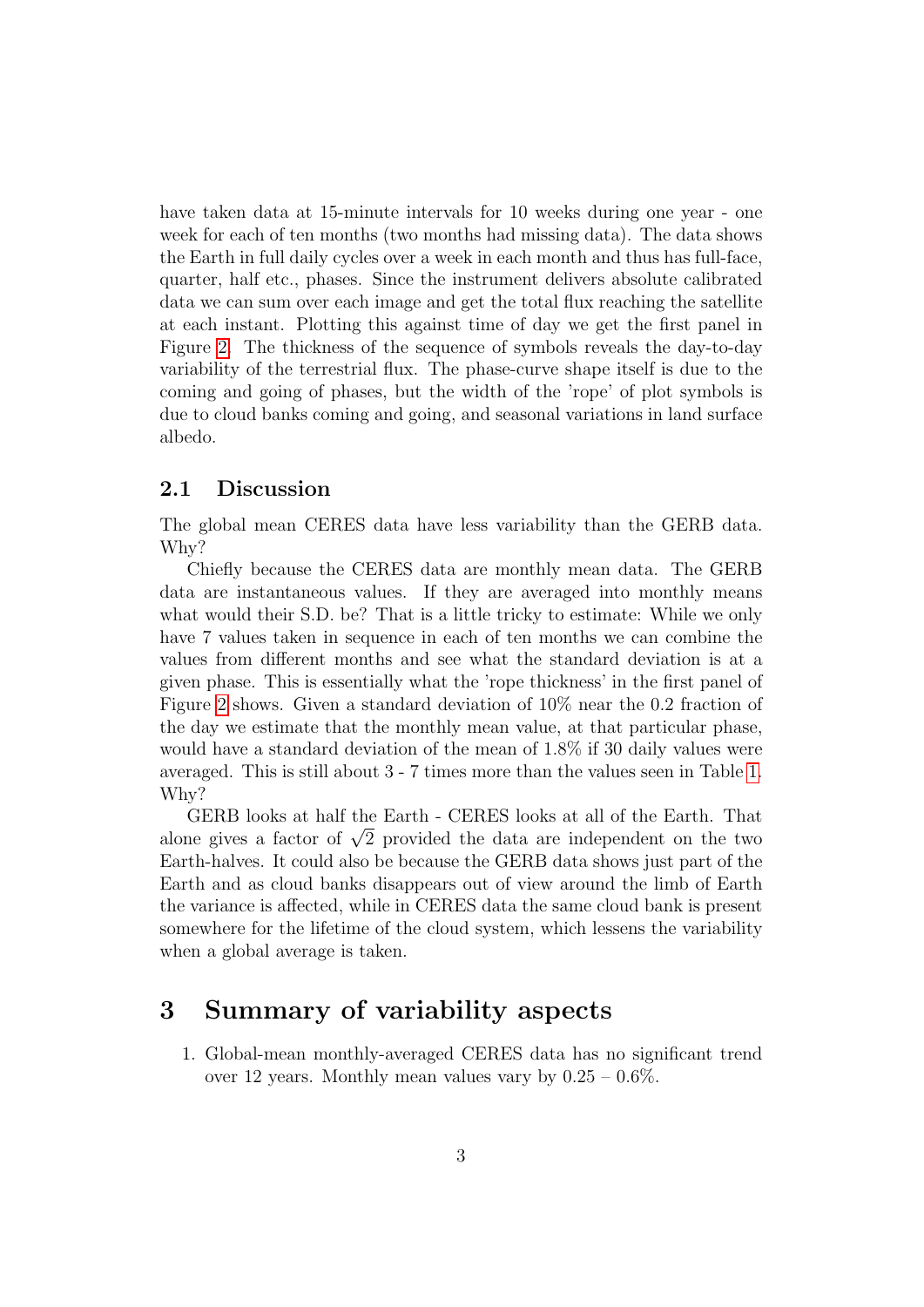have taken data at 15-minute intervals for 10 weeks during one year - one week for each of ten months (two months had missing data). The data shows the Earth in full daily cycles over a week in each month and thus has full-face, quarter, half etc., phases. Since the instrument delivers absolute calibrated data we can sum over each image and get the total flux reaching the satellite at each instant. Plotting this against time of day we get the first panel in Figure 2. The thickness of the sequence of symbols reveals the day-to-day variability of the terrestrial flux. The phase-curve shape itself is due to the coming and going of phases, but the width of the 'rope' of plot symbols is due to cloud banks coming and going, and seasonal variations in land surface albedo.

### 2.1 Discussion

The global mean CERES data have less variability than the GERB data. Why?

Chiefly because the CERES data are monthly mean data. The GERB data are instantaneous values. If they are averaged into monthly means what would their S.D. be? That is a little tricky to estimate: While we only have 7 values taken in sequence in each of ten months we can combine the values from different months and see what the standard deviation is at a given phase. This is essentially what the 'rope thickness' in the first panel of Figure 2 shows. Given a standard deviation of 10% near the 0.2 fraction of the day we estimate that the monthly mean value, at that particular phase, would have a standard deviation of the mean of 1.8% if 30 daily values were averaged. This is still about 3 - 7 times more than the values seen in Table 1. Why?

GERB looks at half the Earth - CERES looks at all of the Earth. That alone gives a factor of $\sqrt{2}$ provided the data are independent on the two Earth-halves. It could also be because the GERB data shows just part of the Earth and as cloud banks disappears out of view around the limb of Earth the variance is affected, while in CERES data the same cloud bank is present somewhere for the lifetime of the cloud system, which lessens the variability when a global average is taken.

## 3 Summary of variability aspects

1. Global-mean monthly-averaged CERES data has no significant trend over 12 years. Monthly mean values vary by 0.25 – 0.6%.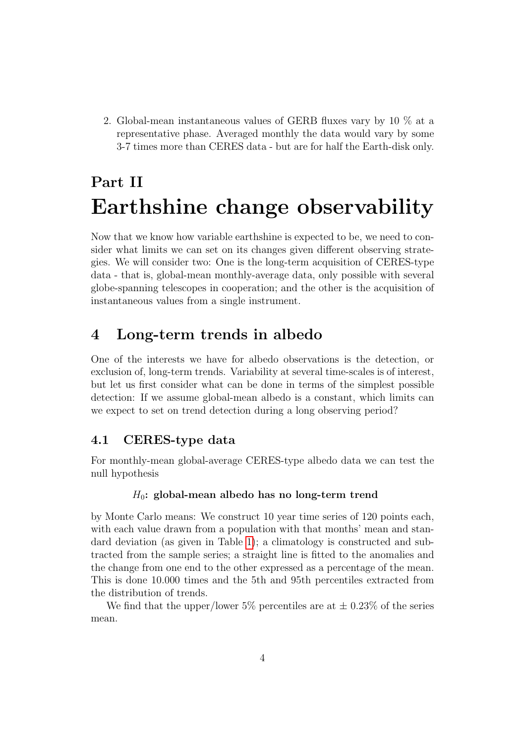2. Global-mean instantaneous values of GERB fluxes vary by 10 % at a representative phase. Averaged monthly the data would vary by some 3-7 times more than CERES data - but are for half the Earth-disk only.

# Part II
# Earthshine change observability

Now that we know how variable earthshine is expected to be, we need to consider what limits we can set on its changes given different observing strategies. We will consider two: One is the long-term acquisition of CERES-type data - that is, global-mean monthly-average data, only possible with several globe-spanning telescopes in cooperation; and the other is the acquisition of instantaneous values from a single instrument.

## 4 Long-term trends in albedo

One of the interests we have for albedo observations is the detection, or exclusion of, long-term trends. Variability at several time-scales is of interest, but let us first consider what can be done in terms of the simplest possible detection: If we assume global-mean albedo is a constant, which limits can we expect to set on trend detection during a long observing period?

### 4.1 CERES-type data

For monthly-mean global-average CERES-type albedo data we can test the null hypothesis

$H_0$**: global-mean albedo has no long-term trend**

by Monte Carlo means: We construct 10 year time series of 120 points each, with each value drawn from a population with that months' mean and standard deviation (as given in Table 1); a climatology is constructed and subtracted from the sample series; a straight line is fitted to the anomalies and the change from one end to the other expressed as a percentage of the mean. This is done 10.000 times and the 5th and 95th percentiles extracted from the distribution of trends.

We find that the upper/lower 5% percentiles are at ± 0.23% of the series mean.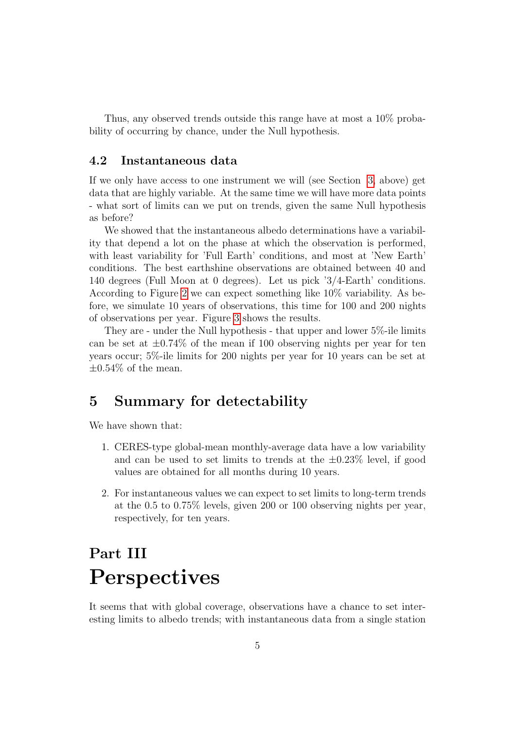Thus, any observed trends outside this range have at most a 10% probability of occurring by chance, under the Null hypothesis.

### 4.2 Instantaneous data

If we only have access to one instrument we will (see Section 3, above) get data that are highly variable. At the same time we will have more data points - what sort of limits can we put on trends, given the same Null hypothesis as before?

We showed that the instantaneous albedo determinations have a variability that depend a lot on the phase at which the observation is performed, with least variability for 'Full Earth' conditions, and most at 'New Earth' conditions. The best earthshine observations are obtained between 40 and 140 degrees (Full Moon at 0 degrees). Let us pick '3/4-Earth' conditions. According to Figure 2 we can expect something like 10% variability. As before, we simulate 10 years of observations, this time for 100 and 200 nights of observations per year. Figure 3 shows the results.

They are - under the Null hypothesis - that upper and lower 5%-ile limits can be set at $\pm 0.74\%$ of the mean if 100 observing nights per year for ten years occur; 5%-ile limits for 200 nights per year for 10 years can be set at $\pm 0.54\%$ of the mean.

## 5 Summary for detectability

We have shown that:

1. CERES-type global-mean monthly-average data have a low variability and can be used to set limits to trends at the $\pm 0.23\%$ level, if good values are obtained for all months during 10 years.

2. For instantaneous values we can expect to set limits to long-term trends at the 0.5 to 0.75% levels, given 200 or 100 observing nights per year, respectively, for ten years.

# Part III
# Perspectives

It seems that with global coverage, observations have a chance to set interesting limits to albedo trends; with instantaneous data from a single station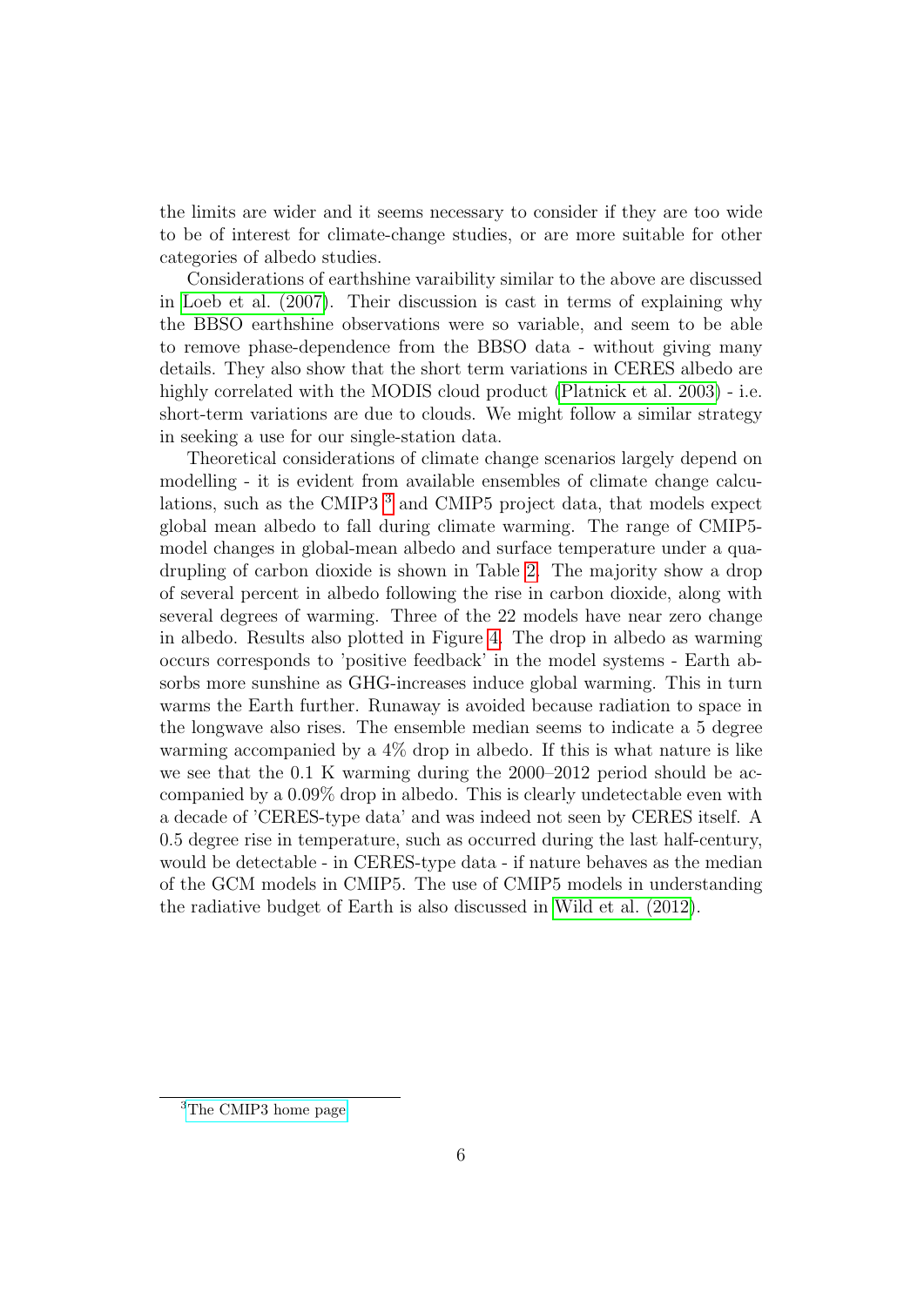the limits are wider and it seems necessary to consider if they are too wide to be of interest for climate-change studies, or are more suitable for other categories of albedo studies.

Considerations of earthshine varaibility similar to the above are discussed in Loeb et al. (2007). Their discussion is cast in terms of explaining why the BBSO earthshine observations were so variable, and seem to be able to remove phase-dependence from the BBSO data - without giving many details. They also show that the short term variations in CERES albedo are highly correlated with the MODIS cloud product (Platnick et al. 2003) - i.e. short-term variations are due to clouds. We might follow a similar strategy in seeking a use for our single-station data.

Theoretical considerations of climate change scenarios largely depend on modelling - it is evident from available ensembles of climate change calculations, such as the CMIP3 [3] and CMIP5 project data, that models expect global mean albedo to fall during climate warming. The range of CMIP5-model changes in global-mean albedo and surface temperature under a quadrupling of carbon dioxide is shown in Table 2. The majority show a drop of several percent in albedo following the rise in carbon dioxide, along with several degrees of warming. Three of the 22 models have near zero change in albedo. Results also plotted in Figure 4. The drop in albedo as warming occurs corresponds to 'positive feedback' in the model systems - Earth absorbs more sunshine as GHG-increases induce global warming. This in turn warms the Earth further. Runaway is avoided because radiation to space in the longwave also rises. The ensemble median seems to indicate a 5 degree warming accompanied by a 4% drop in albedo. If this is what nature is like we see that the 0.1 K warming during the 2000–2012 period should be accompanied by a 0.09% drop in albedo. This is clearly undetectable even with a decade of 'CERES-type data' and was indeed not seen by CERES itself. A 0.5 degree rise in temperature, such as occurred during the last half-century, would be detectable - in CERES-type data - if nature behaves as the median of the GCM models in CMIP5. The use of CMIP5 models in understanding the radiative budget of Earth is also discussed in Wild et al. (2012).

[3] The CMIP3 home page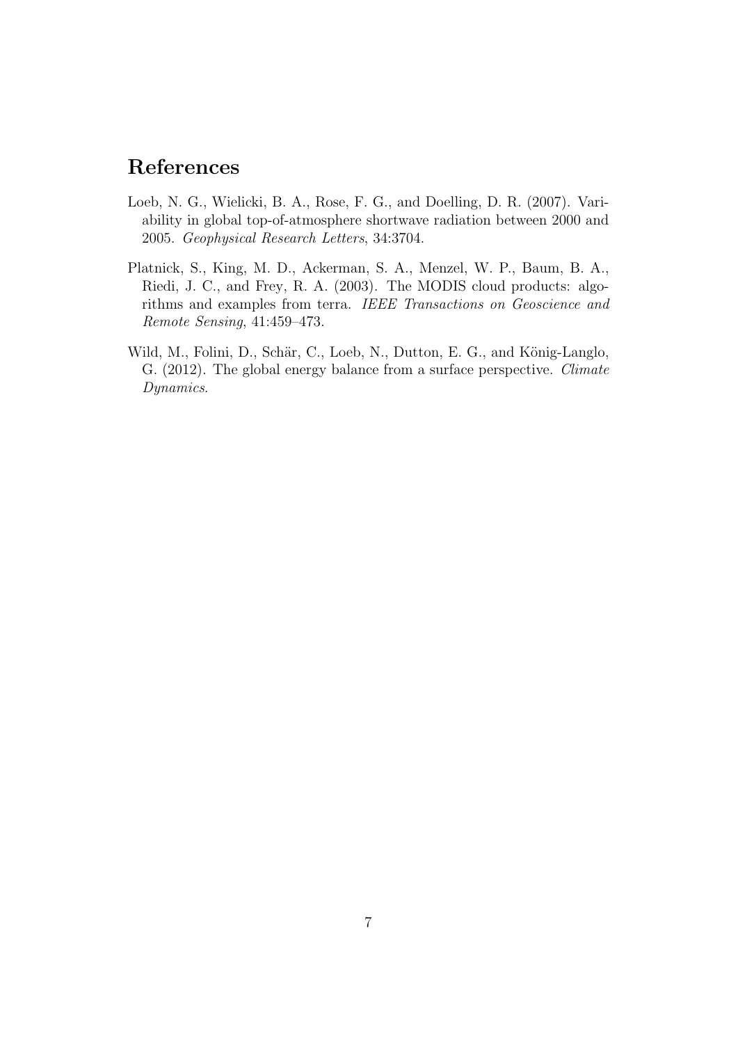## References

Loeb, N. G., Wielicki, B. A., Rose, F. G., and Doelling, D. R. (2007). Variability in global top-of-atmosphere shortwave radiation between 2000 and 2005. *Geophysical Research Letters*, 34:3704.

Platnick, S., King, M. D., Ackerman, S. A., Menzel, W. P., Baum, B. A., Riedi, J. C., and Frey, R. A. (2003). The MODIS cloud products: algorithms and examples from terra. *IEEE Transactions on Geoscience and Remote Sensing*, 41:459–473.

Wild, M., Folini, D., Schär, C., Loeb, N., Dutton, E. G., and König-Langlo, G. (2012). The global energy balance from a surface perspective. *Climate Dynamics*.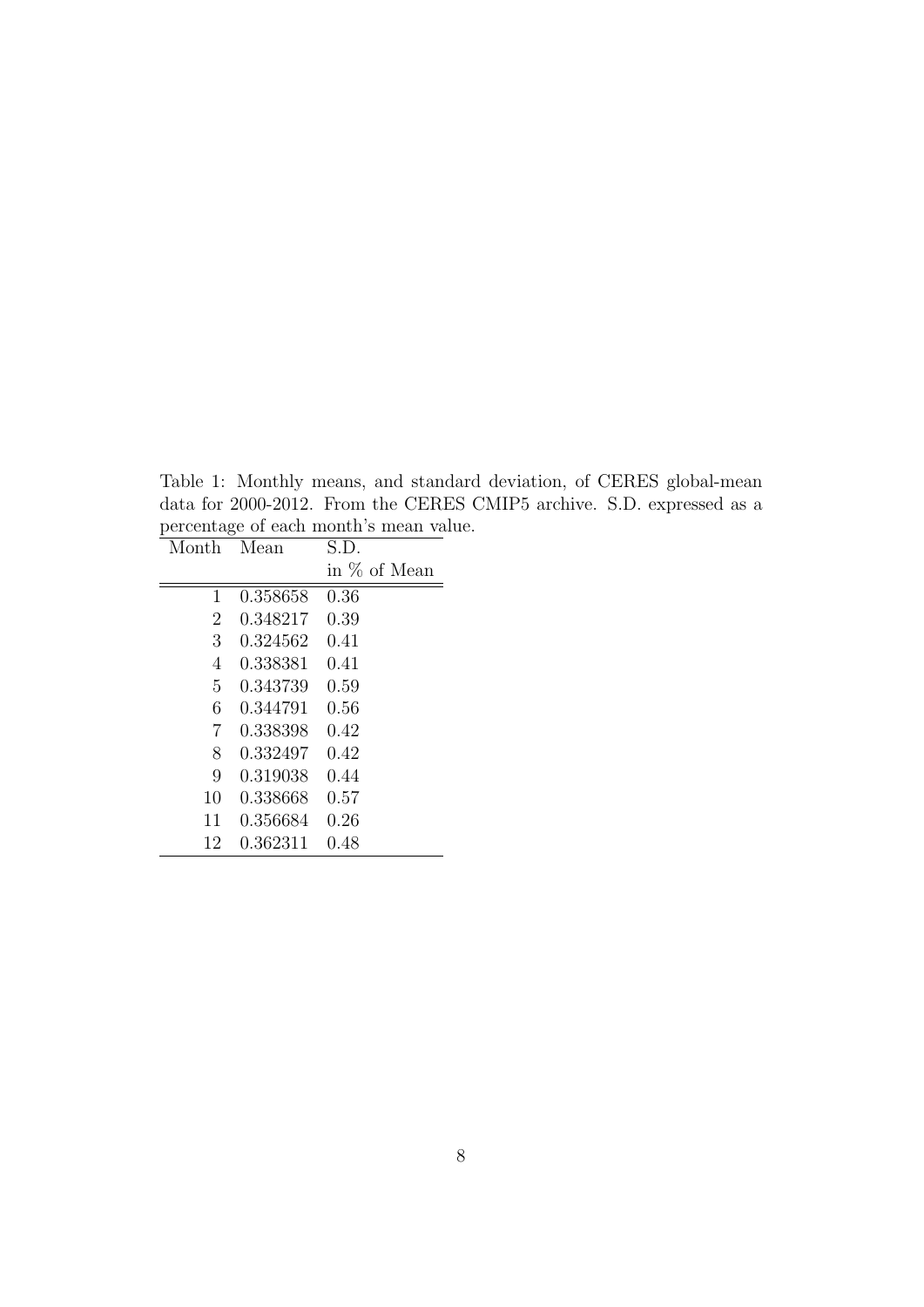Table 1: Monthly means, and standard deviation, of CERES global-mean data for 2000-2012. From the CERES CMIP5 archive. S.D. expressed as a percentage of each month's mean value.

| Month | Mean | S.D. in % of Mean |
|---|---|---|
| 1 | 0.358658 | 0.36 |
| 2 | 0.348217 | 0.39 |
| 3 | 0.324562 | 0.41 |
| 4 | 0.338381 | 0.41 |
| 5 | 0.343739 | 0.59 |
| 6 | 0.344791 | 0.56 |
| 7 | 0.338398 | 0.42 |
| 8 | 0.332497 | 0.42 |
| 9 | 0.319038 | 0.44 |
| 10 | 0.338668 | 0.57 |
| 11 | 0.356684 | 0.26 |
| 12 | 0.362311 | 0.48 |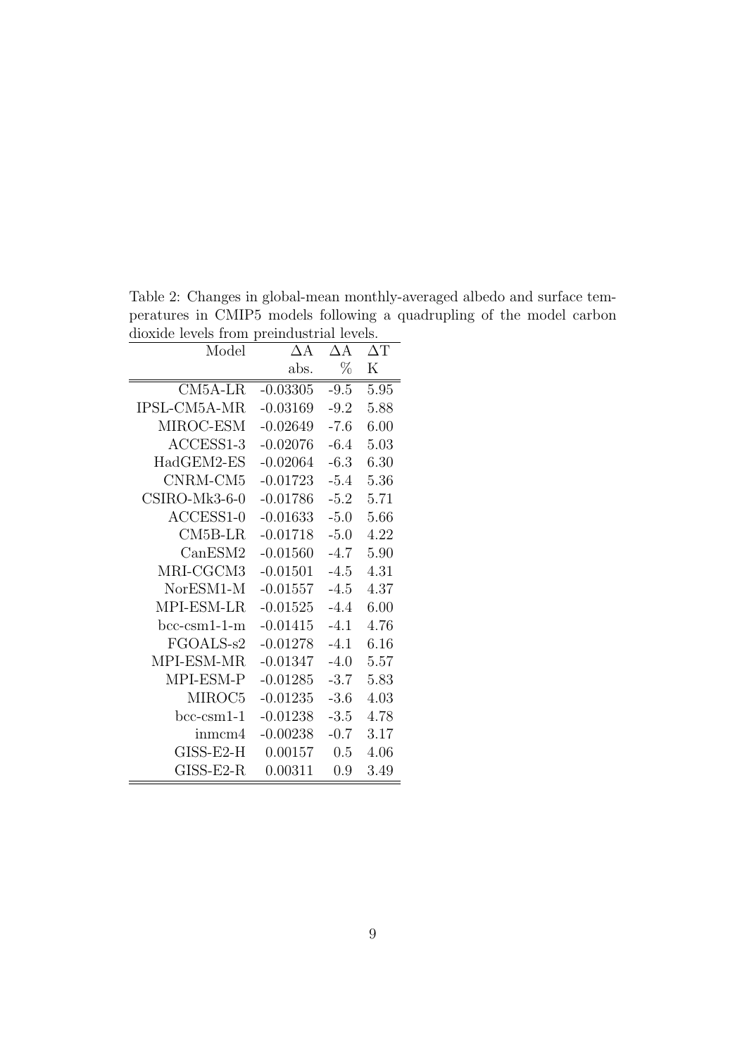Table 2: Changes in global-mean monthly-averaged albedo and surface temperatures in CMIP5 models following a quadrupling of the model carbon dioxide levels from preindustrial levels.

| Model | ΔA | ΔA | ΔT |
|---|---|---|---|
| | abs. | % | K |
| CM5A-LR | -0.03305 | -9.5 | 5.95 |
| IPSL-CM5A-MR | -0.03169 | -9.2 | 5.88 |
| MIROC-ESM | -0.02649 | -7.6 | 6.00 |
| ACCESS1-3 | -0.02076 | -6.4 | 5.03 |
| HadGEM2-ES | -0.02064 | -6.3 | 6.30 |
| CNRM-CM5 | -0.01723 | -5.4 | 5.36 |
| CSIRO-Mk3-6-0 | -0.01786 | -5.2 | 5.71 |
| ACCESS1-0 | -0.01633 | -5.0 | 5.66 |
| CM5B-LR | -0.01718 | -5.0 | 4.22 |
| CanESM2 | -0.01560 | -4.7 | 5.90 |
| MRI-CGCM3 | -0.01501 | -4.5 | 4.31 |
| NorESM1-M | -0.01557 | -4.5 | 4.37 |
| MPI-ESM-LR | -0.01525 | -4.4 | 6.00 |
| bcc-csm1-1-m | -0.01415 | -4.1 | 4.76 |
| FGOALS-s2 | -0.01278 | -4.1 | 6.16 |
| MPI-ESM-MR | -0.01347 | -4.0 | 5.57 |
| MPI-ESM-P | -0.01285 | -3.7 | 5.83 |
| MIROC5 | -0.01235 | -3.6 | 4.03 |
| bcc-csm1-1 | -0.01238 | -3.5 | 4.78 |
| inmcm4 | -0.00238 | -0.7 | 3.17 |
| GISS-E2-H | 0.00157 | 0.5 | 4.06 |
| GISS-E2-R | 0.00311 | 0.9 | 3.49 |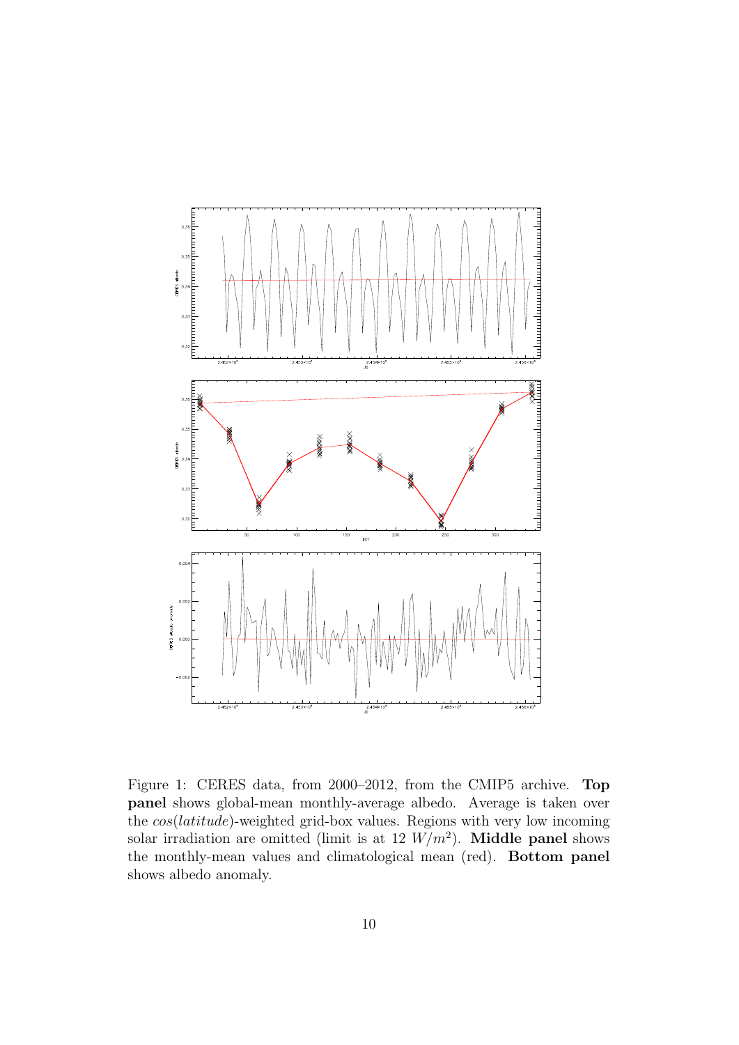Figure 1: CERES data, from 2000–2012, from the CMIP5 archive. **Top panel** shows global-mean monthly-average albedo. Average is taken over the $cos(latitude)$-weighted grid-box values. Regions with very low incoming solar irradiation are omitted (limit is at 12 $W/m^2$). **Middle panel** shows the monthly-mean values and climatological mean (red). **Bottom panel** shows albedo anomaly.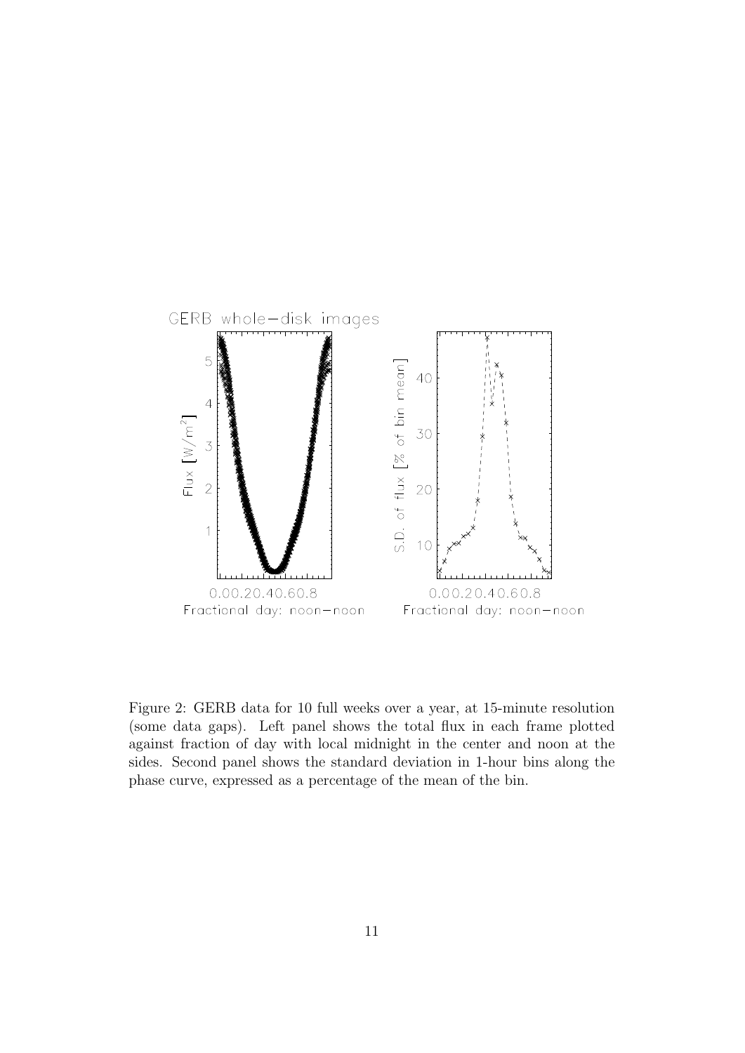Figure 2: GERB data for 10 full weeks over a year, at 15-minute resolution (some data gaps). Left panel shows the total flux in each frame plotted against fraction of day with local midnight in the center and noon at the sides. Second panel shows the standard deviation in 1-hour bins along the phase curve, expressed as a percentage of the mean of the bin.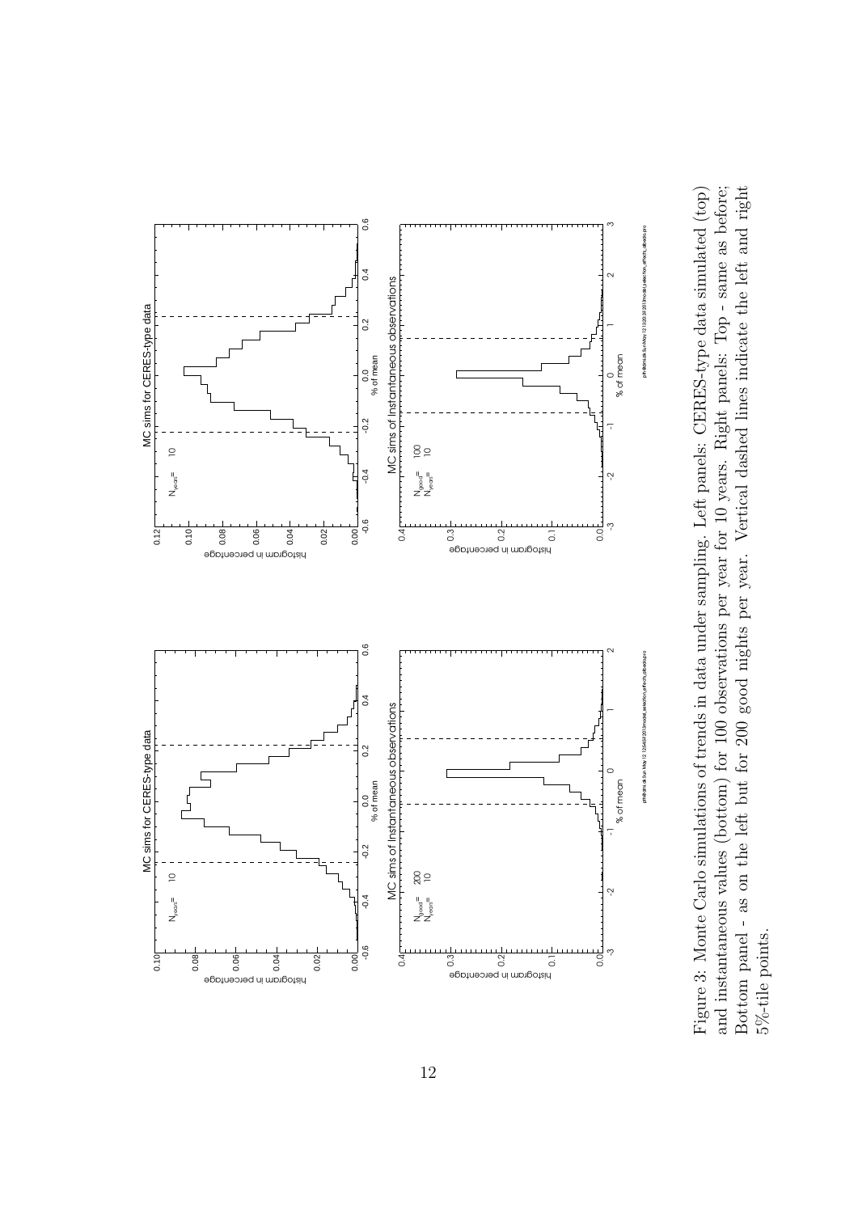Figure 3: Monte Carlo simulations of trends in data under sampling. Left panels: CERES-type data simulated (top) and instantaneous values (bottom) for 100 observations per year for 10 years. Right panels: Top - same as before; Bottom panel - as on the left but for 200 good nights per year. Vertical dashed lines indicate the left and right 5%-tile points.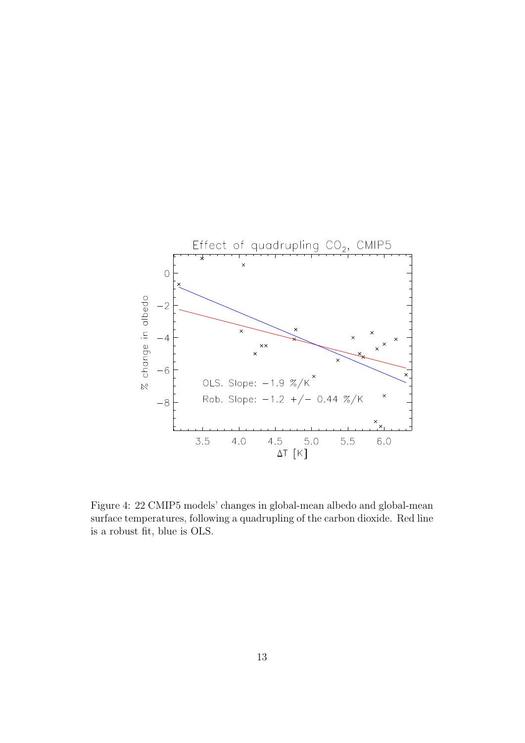Effect of quadrupling $CO_2$, CMIP5

% change in albedo

$\Delta$T [K]

0
−2
−4
−6
−8

3.5
4.0
4.5
5.0
5.5
6.0

OLS. Slope: −1.9 %/K

Rob. Slope: −1.2 +/− 0.44 %/K

Figure 4: 22 CMIP5 models' changes in global-mean albedo and global-mean surface temperatures, following a quadrupling of the carbon dioxide. Red line is a robust fit, blue is OLS.